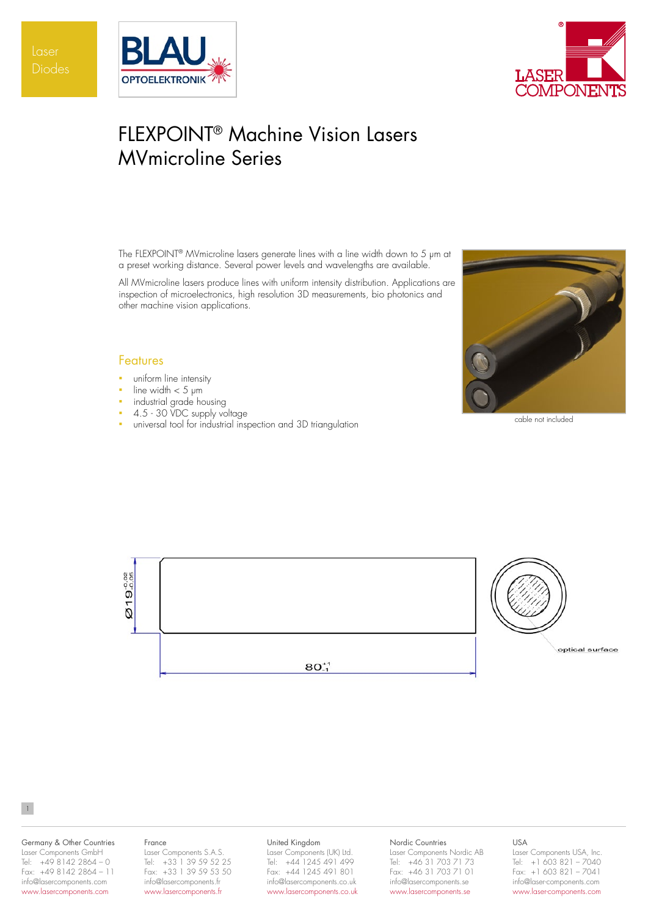Laser Diodes

BLAU OPTOELEKTRONIK

LASER COMPONENTS

# FLEXPOINT® Machine Vision Lasers MVmicroline Series

The FLEXPOINT® MVmicroline lasers generate lines with a line width down to 5 µm at a preset working distance. Several power levels and wavelengths are available.

All MVmicroline lasers produce lines with uniform intensity distribution. Applications are inspection of microelectronics, high resolution 3D measurements, bio photonics and other machine vision applications.

cable not included

## Features

- uniform line intensity
- line width < 5 µm
- industrial grade housing
- 4.5 - 30 VDC supply voltage
- universal tool for industrial inspection and 3D triangulation

$Ø19^{-0.02}_{-0.05}$

$80^{+1}_{-1}$

optical surface

| Germany & Other Countries | France | United Kingdom | Nordic Countries | USA |
|---|---|---|---|---|
| Laser Components GmbH | Laser Components S.A.S. | Laser Components (UK) Ltd. | Laser Components Nordic AB | Laser Components USA, Inc. |
| Tel: +49 8142 2864 – 0 | Tel: +33 1 39 59 52 25 | Tel: +44 1245 491 499 | Tel: +46 31 703 71 73 | Tel: +1 603 821 – 7040 |
| Fax: +49 8142 2864 – 11 | Fax: +33 1 39 59 53 50 | Fax: +44 1245 491 801 | Fax: +46 31 703 71 01 | Fax: +1 603 821 – 7041 |
| info@lasercomponents.com | info@lasercomponents.fr | info@lasercomponents.co.uk | info@lasercomponents.se | info@laser-components.com |
| www.lasercomponents.com | www.lasercomponents.fr | www.lasercomponents.co.uk | www.lasercomponents.se | www.laser-components.com |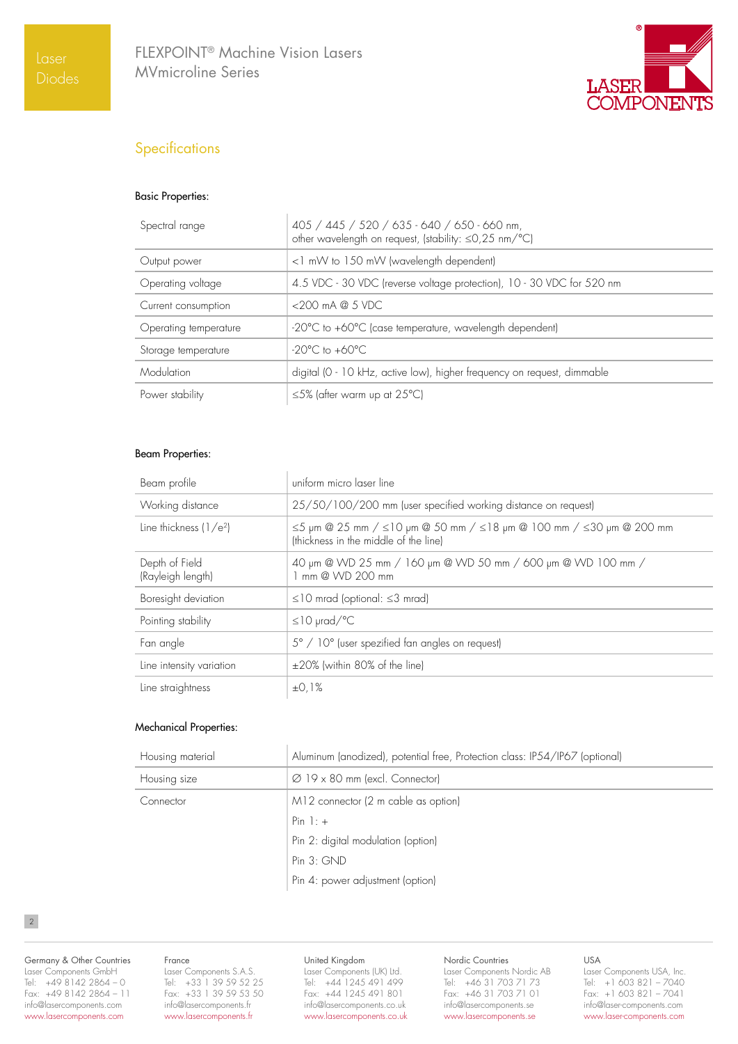## Specifications

### Basic Properties:

| | |
|---|---|
| Spectral range | 405 / 445 / 520 / 635 - 640 / 650 - 660 nm, other wavelength on request, (stability: ≤0,25 nm/°C) |
| Output power | <1 mW to 150 mW (wavelength dependent) |
| Operating voltage | 4.5 VDC - 30 VDC (reverse voltage protection), 10 - 30 VDC for 520 nm |
| Current consumption | <200 mA @ 5 VDC |
| Operating temperature | -20°C to +60°C (case temperature, wavelength dependent) |
| Storage temperature | -20°C to +60°C |
| Modulation | digital (0 - 10 kHz, active low), higher frequency on request, dimmable |
| Power stability | ≤5% (after warm up at 25°C) |

### Beam Properties:

| | |
|---|---|
| Beam profile | uniform micro laser line |
| Working distance | 25/50/100/200 mm (user specified working distance on request) |
| Line thickness ($1/e^2$) | ≤5 µm @ 25 mm / ≤10 µm @ 50 mm / ≤18 µm @ 100 mm / ≤30 µm @ 200 mm (thickness in the middle of the line) |
| Depth of Field (Rayleigh length) | 40 µm @ WD 25 mm / 160 µm @ WD 50 mm / 600 µm @ WD 100 mm / 1 mm @ WD 200 mm |
| Boresight deviation | ≤10 mrad (optional: ≤3 mrad) |
| Pointing stability | ≤10 µrad/°C |
| Fan angle | 5° / 10° (user spezified fan angles on request) |
| Line intensity variation | ±20% (within 80% of the line) |
| Line straightness | ±0,1% |

### Mechanical Properties:

| | |
|---|---|
| Housing material | Aluminum (anodized), potential free, Protection class: IP54/IP67 (optional) |
| Housing size | ∅ 19 x 80 mm (excl. Connector) |
| Connector | M12 connector (2 m cable as option)<br>Pin 1: +<br>Pin 2: digital modulation (option)<br>Pin 3: GND<br>Pin 4: power adjustment (option) |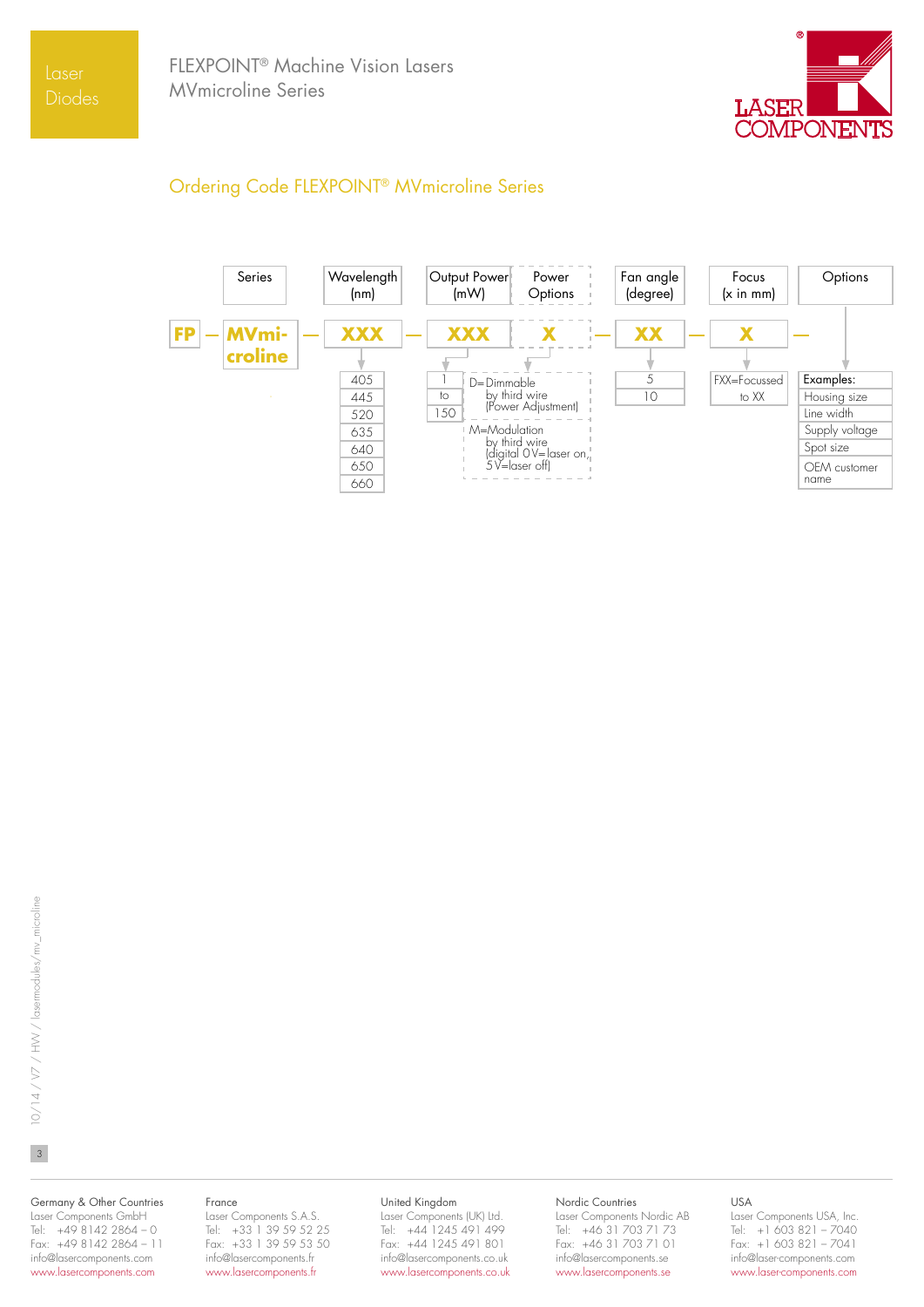## Ordering Code FLEXPOINT® MVmicroline Series

| | Series | Wavelength (nm) | Output Power (mW) | Power Options | Fan angle (degree) | Focus (x in mm) | Options |
|---|---|---|---|---|---|---|---|
| FP | MVmi-croline | XXX | XXX | X | XX | X | |
| | | 405 | 1 | D=Dimmable by third wire (Power Adjustment) | 5 | FXX=Focussed to XX | Examples: |
| | | 445 | to | M=Modulation by third wire (digital 0 V=laser on, 5 V=laser off) | 10 | | Housing size |
| | | 520 | 150 | | | | Line width |
| | | 635 | | | | | Supply voltage |
| | | 640 | | | | | Spot size |
| | | 650 | | | | | OEM customer name |
| | | 660 | | | | | |

10/14 / V7 / HW / lasermodules/mv_microline

**Germany & Other Countries**
Laser Components GmbH
Tel: +49 8142 2864 – 0
Fax: +49 8142 2864 – 11
info@lasercomponents.com
www.lasercomponents.com

**France**
Laser Components S.A.S.
Tel: +33 1 39 59 52 25
Fax: +33 1 39 59 53 50
info@lasercomponents.fr
www.lasercomponents.fr

**United Kingdom**
Laser Components (UK) Ltd.
Tel: +44 1245 491 499
Fax: +44 1245 491 801
info@lasercomponents.co.uk
www.lasercomponents.co.uk

**Nordic Countries**
Laser Components Nordic AB
Tel: +46 31 703 71 73
Fax: +46 31 703 71 01
info@lasercomponents.se
www.lasercomponents.se

**USA**
Laser Components USA, Inc.
Tel: +1 603 821 – 7040
Fax: +1 603 821 – 7041
info@laser-components.com
www.laser-components.com